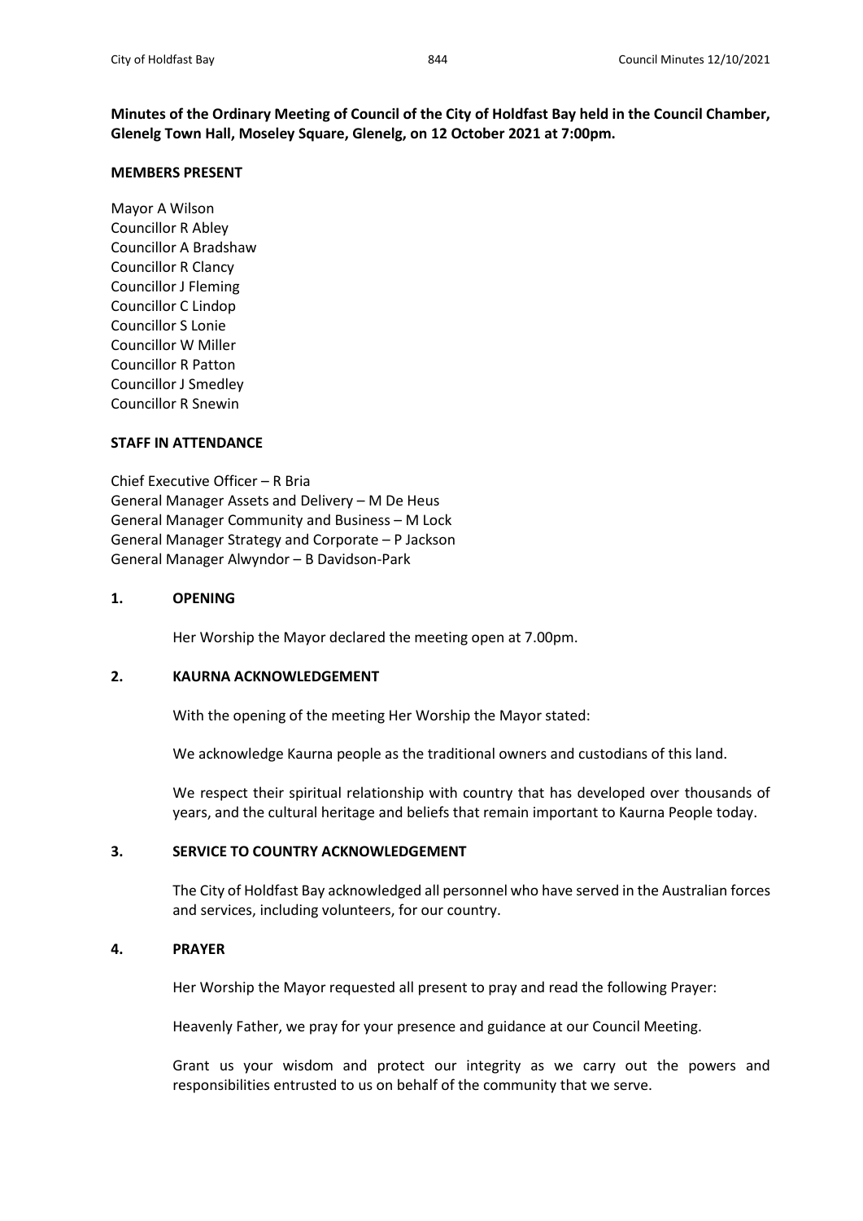**Minutes of the Ordinary Meeting of Council of the City of Holdfast Bay held in the Council Chamber, Glenelg Town Hall, Moseley Square, Glenelg, on 12 October 2021 at 7:00pm.**

**MEMBERS PRESENT**

Mayor A Wilson
Councillor R Abley
Councillor A Bradshaw
Councillor R Clancy
Councillor J Fleming
Councillor C Lindop
Councillor S Lonie
Councillor W Miller
Councillor R Patton
Councillor J Smedley
Councillor R Snewin

**STAFF IN ATTENDANCE**

Chief Executive Officer – R Bria
General Manager Assets and Delivery – M De Heus
General Manager Community and Business – M Lock
General Manager Strategy and Corporate – P Jackson
General Manager Alwyndor – B Davidson-Park

**1. OPENING**

Her Worship the Mayor declared the meeting open at 7.00pm.

**2. KAURNA ACKNOWLEDGEMENT**

With the opening of the meeting Her Worship the Mayor stated:

We acknowledge Kaurna people as the traditional owners and custodians of this land.

We respect their spiritual relationship with country that has developed over thousands of years, and the cultural heritage and beliefs that remain important to Kaurna People today.

**3. SERVICE TO COUNTRY ACKNOWLEDGEMENT**

The City of Holdfast Bay acknowledged all personnel who have served in the Australian forces and services, including volunteers, for our country.

**4. PRAYER**

Her Worship the Mayor requested all present to pray and read the following Prayer:

Heavenly Father, we pray for your presence and guidance at our Council Meeting.

Grant us your wisdom and protect our integrity as we carry out the powers and responsibilities entrusted to us on behalf of the community that we serve.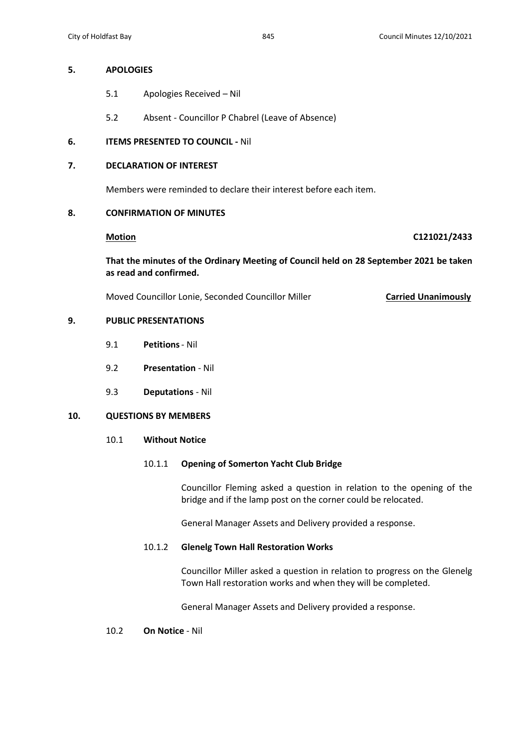## 5. APOLOGIES

5.1 Apologies Received – Nil

5.2 Absent - Councillor P Chabrel (Leave of Absence)

## 6. ITEMS PRESENTED TO COUNCIL - Nil

## 7. DECLARATION OF INTEREST

Members were reminded to declare their interest before each item.

## 8. CONFIRMATION OF MINUTES

**Motion** **C121021/2433**

**That the minutes of the Ordinary Meeting of Council held on 28 September 2021 be taken as read and confirmed.**

Moved Councillor Lonie, Seconded Councillor Miller **Carried Unanimously**

## 9. PUBLIC PRESENTATIONS

9.1 **Petitions** - Nil

9.2 **Presentation** - Nil

9.3 **Deputations** - Nil

## 10. QUESTIONS BY MEMBERS

10.1 **Without Notice**

10.1.1 **Opening of Somerton Yacht Club Bridge**

Councillor Fleming asked a question in relation to the opening of the bridge and if the lamp post on the corner could be relocated.

General Manager Assets and Delivery provided a response.

10.1.2 **Glenelg Town Hall Restoration Works**

Councillor Miller asked a question in relation to progress on the Glenelg Town Hall restoration works and when they will be completed.

General Manager Assets and Delivery provided a response.

10.2 **On Notice** - Nil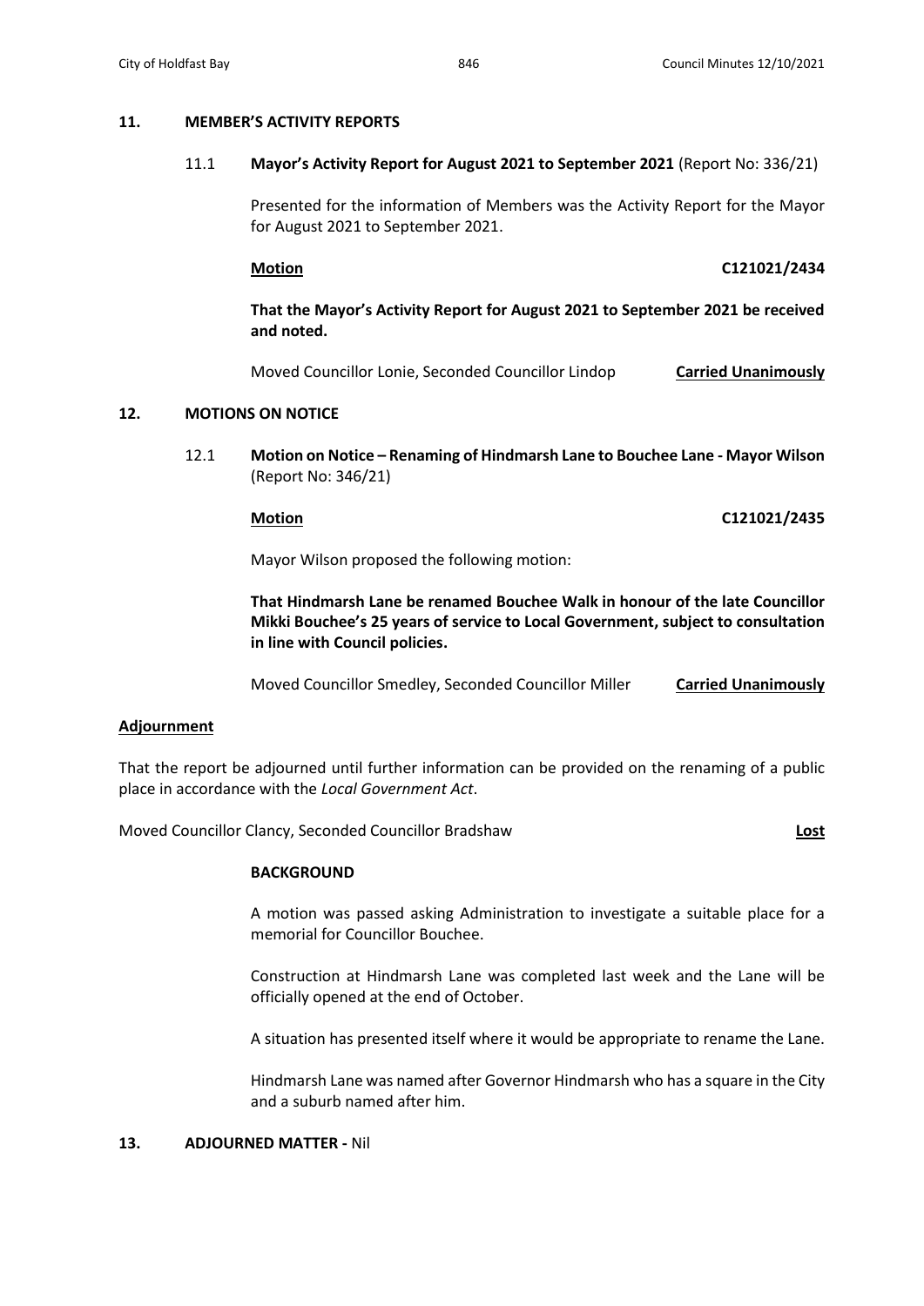## 11. MEMBER'S ACTIVITY REPORTS

### 11.1 Mayor's Activity Report for August 2021 to September 2021 (Report No: 336/21)

Presented for the information of Members was the Activity Report for the Mayor for August 2021 to September 2021.

**Motion** **C121021/2434**

**That the Mayor's Activity Report for August 2021 to September 2021 be received and noted.**

Moved Councillor Lonie, Seconded Councillor Lindop **Carried Unanimously**

## 12. MOTIONS ON NOTICE

### 12.1 Motion on Notice – Renaming of Hindmarsh Lane to Bouchee Lane - Mayor Wilson (Report No: 346/21)

**Motion** **C121021/2435**

Mayor Wilson proposed the following motion:

**That Hindmarsh Lane be renamed Bouchee Walk in honour of the late Councillor Mikki Bouchee's 25 years of service to Local Government, subject to consultation in line with Council policies.**

Moved Councillor Smedley, Seconded Councillor Miller **Carried Unanimously**

**Adjournment**

That the report be adjourned until further information can be provided on the renaming of a public place in accordance with the *Local Government Act*.

Moved Councillor Clancy, Seconded Councillor Bradshaw **Lost**

**BACKGROUND**

A motion was passed asking Administration to investigate a suitable place for a memorial for Councillor Bouchee.

Construction at Hindmarsh Lane was completed last week and the Lane will be officially opened at the end of October.

A situation has presented itself where it would be appropriate to rename the Lane.

Hindmarsh Lane was named after Governor Hindmarsh who has a square in the City and a suburb named after him.

## 13. ADJOURNED MATTER - Nil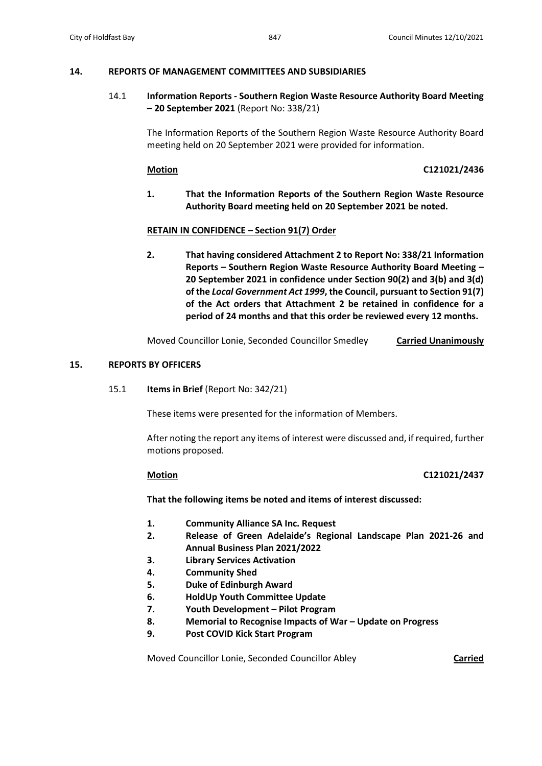## 14. REPORTS OF MANAGEMENT COMMITTEES AND SUBSIDIARIES

### 14.1 Information Reports - Southern Region Waste Resource Authority Board Meeting – 20 September 2021 (Report No: 338/21)

The Information Reports of the Southern Region Waste Resource Authority Board meeting held on 20 September 2021 were provided for information.

**Motion** **C121021/2436**

**1. That the Information Reports of the Southern Region Waste Resource Authority Board meeting held on 20 September 2021 be noted.**

**RETAIN IN CONFIDENCE – Section 91(7) Order**

**2. That having considered Attachment 2 to Report No: 338/21 Information Reports – Southern Region Waste Resource Authority Board Meeting – 20 September 2021 in confidence under Section 90(2) and 3(b) and 3(d) of the *Local Government Act 1999*, the Council, pursuant to Section 91(7) of the Act orders that Attachment 2 be retained in confidence for a period of 24 months and that this order be reviewed every 12 months.**

Moved Councillor Lonie, Seconded Councillor Smedley **Carried Unanimously**

## 15. REPORTS BY OFFICERS

### 15.1 Items in Brief (Report No: 342/21)

These items were presented for the information of Members.

After noting the report any items of interest were discussed and, if required, further motions proposed.

**Motion** **C121021/2437**

**That the following items be noted and items of interest discussed:**

1. **Community Alliance SA Inc. Request**
2. **Release of Green Adelaide's Regional Landscape Plan 2021-26 and Annual Business Plan 2021/2022**
3. **Library Services Activation**
4. **Community Shed**
5. **Duke of Edinburgh Award**
6. **HoldUp Youth Committee Update**
7. **Youth Development – Pilot Program**
8. **Memorial to Recognise Impacts of War – Update on Progress**
9. **Post COVID Kick Start Program**

Moved Councillor Lonie, Seconded Councillor Abley **Carried**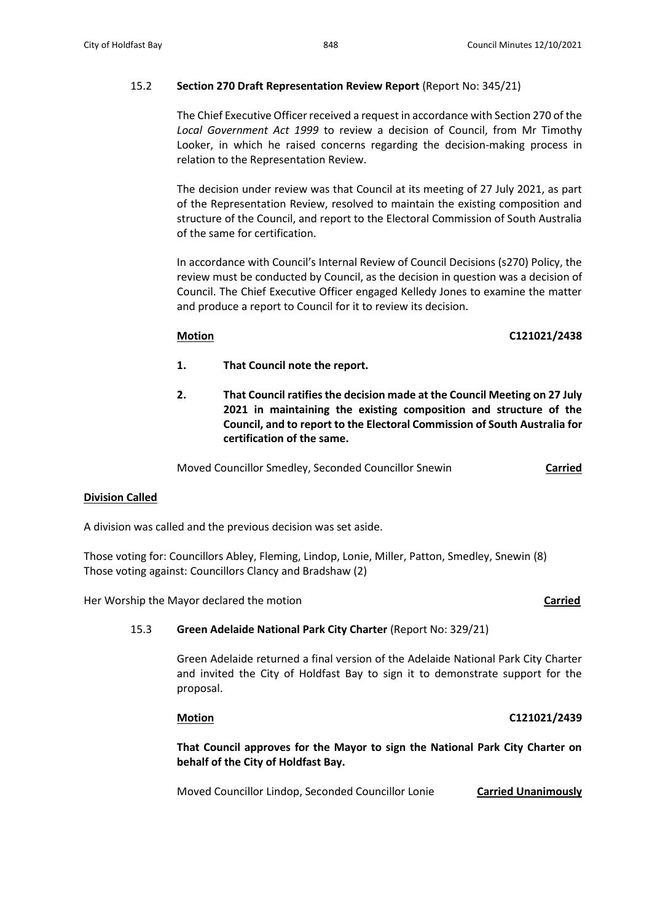15.2 **Section 270 Draft Representation Review Report** (Report No: 345/21)

The Chief Executive Officer received a request in accordance with Section 270 of the *Local Government Act 1999* to review a decision of Council, from Mr Timothy Looker, in which he raised concerns regarding the decision-making process in relation to the Representation Review.

The decision under review was that Council at its meeting of 27 July 2021, as part of the Representation Review, resolved to maintain the existing composition and structure of the Council, and report to the Electoral Commission of South Australia of the same for certification.

In accordance with Council's Internal Review of Council Decisions (s270) Policy, the review must be conducted by Council, as the decision in question was a decision of Council. The Chief Executive Officer engaged Kelledy Jones to examine the matter and produce a report to Council for it to review its decision.

**Motion** **C121021/2438**

**1. That Council note the report.**

**2. That Council ratifies the decision made at the Council Meeting on 27 July 2021 in maintaining the existing composition and structure of the Council, and to report to the Electoral Commission of South Australia for certification of the same.**

Moved Councillor Smedley, Seconded Councillor Snewin **Carried**

**Division Called**

A division was called and the previous decision was set aside.

Those voting for: Councillors Abley, Fleming, Lindop, Lonie, Miller, Patton, Smedley, Snewin (8)
Those voting against: Councillors Clancy and Bradshaw (2)

Her Worship the Mayor declared the motion **Carried**

15.3 **Green Adelaide National Park City Charter** (Report No: 329/21)

Green Adelaide returned a final version of the Adelaide National Park City Charter and invited the City of Holdfast Bay to sign it to demonstrate support for the proposal.

**Motion** **C121021/2439**

**That Council approves for the Mayor to sign the National Park City Charter on behalf of the City of Holdfast Bay.**

Moved Councillor Lindop, Seconded Councillor Lonie **Carried Unanimously**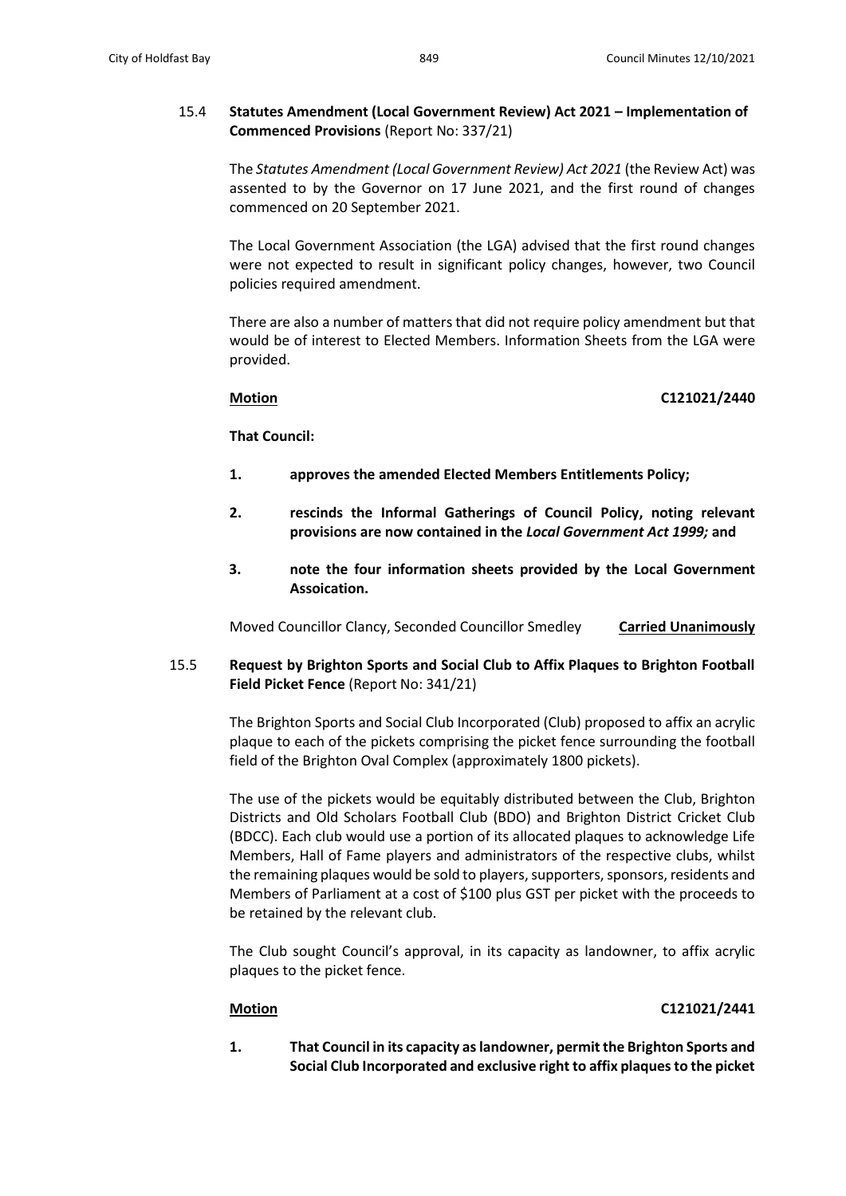15.4 **Statutes Amendment (Local Government Review) Act 2021 – Implementation of Commenced Provisions** (Report No: 337/21)

The *Statutes Amendment (Local Government Review) Act 2021* (the Review Act) was assented to by the Governor on 17 June 2021, and the first round of changes commenced on 20 September 2021.

The Local Government Association (the LGA) advised that the first round changes were not expected to result in significant policy changes, however, two Council policies required amendment.

There are also a number of matters that did not require policy amendment but that would be of interest to Elected Members. Information Sheets from the LGA were provided.

**Motion** **C121021/2440**

**That Council:**

1. **approves the amended Elected Members Entitlements Policy;**
2. **rescinds the Informal Gatherings of Council Policy, noting relevant provisions are now contained in the *Local Government Act 1999;* and**
3. **note the four information sheets provided by the Local Government Assoication.**

Moved Councillor Clancy, Seconded Councillor Smedley **Carried Unanimously**

15.5 **Request by Brighton Sports and Social Club to Affix Plaques to Brighton Football Field Picket Fence** (Report No: 341/21)

The Brighton Sports and Social Club Incorporated (Club) proposed to affix an acrylic plaque to each of the pickets comprising the picket fence surrounding the football field of the Brighton Oval Complex (approximately 1800 pickets).

The use of the pickets would be equitably distributed between the Club, Brighton Districts and Old Scholars Football Club (BDO) and Brighton District Cricket Club (BDCC). Each club would use a portion of its allocated plaques to acknowledge Life Members, Hall of Fame players and administrators of the respective clubs, whilst the remaining plaques would be sold to players, supporters, sponsors, residents and Members of Parliament at a cost of $100 plus GST per picket with the proceeds to be retained by the relevant club.

The Club sought Council's approval, in its capacity as landowner, to affix acrylic plaques to the picket fence.

**Motion** **C121021/2441**

1. **That Council in its capacity as landowner, permit the Brighton Sports and Social Club Incorporated and exclusive right to affix plaques to the picket**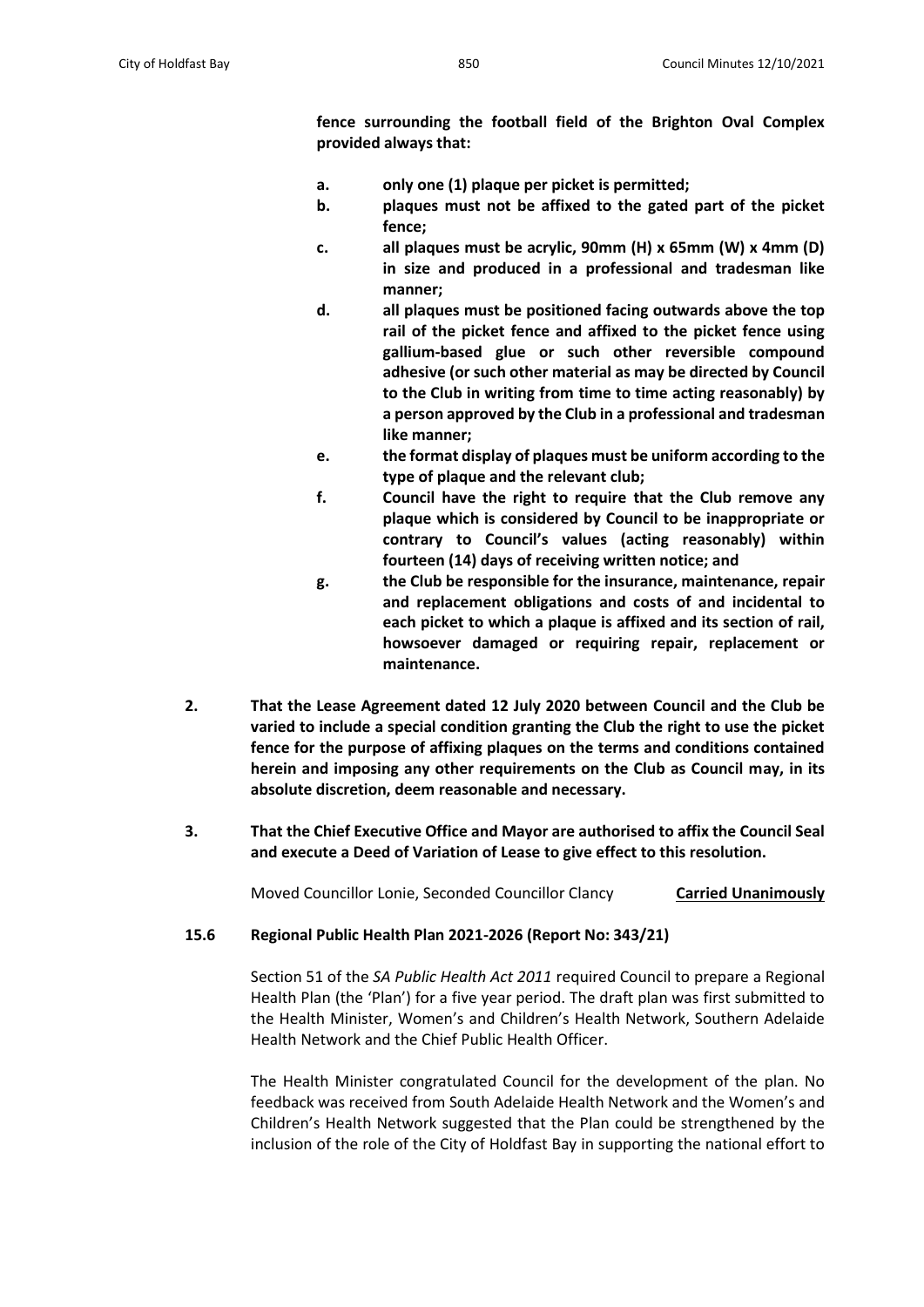**fence surrounding the football field of the Brighton Oval Complex provided always that:**

- **a. only one (1) plaque per picket is permitted;**
- **b. plaques must not be affixed to the gated part of the picket fence;**
- **c. all plaques must be acrylic, 90mm (H) x 65mm (W) x 4mm (D) in size and produced in a professional and tradesman like manner;**
- **d. all plaques must be positioned facing outwards above the top rail of the picket fence and affixed to the picket fence using gallium-based glue or such other reversible compound adhesive (or such other material as may be directed by Council to the Club in writing from time to time acting reasonably) by a person approved by the Club in a professional and tradesman like manner;**
- **e. the format display of plaques must be uniform according to the type of plaque and the relevant club;**
- **f. Council have the right to require that the Club remove any plaque which is considered by Council to be inappropriate or contrary to Council's values (acting reasonably) within fourteen (14) days of receiving written notice; and**
- **g. the Club be responsible for the insurance, maintenance, repair and replacement obligations and costs of and incidental to each picket to which a plaque is affixed and its section of rail, howsoever damaged or requiring repair, replacement or maintenance.**

**2. That the Lease Agreement dated 12 July 2020 between Council and the Club be varied to include a special condition granting the Club the right to use the picket fence for the purpose of affixing plaques on the terms and conditions contained herein and imposing any other requirements on the Club as Council may, in its absolute discretion, deem reasonable and necessary.**

**3. That the Chief Executive Office and Mayor are authorised to affix the Council Seal and execute a Deed of Variation of Lease to give effect to this resolution.**

Moved Councillor Lonie, Seconded Councillor Clancy **Carried Unanimously**

### 15.6 Regional Public Health Plan 2021-2026 (Report No: 343/21)

Section 51 of the *SA Public Health Act 2011* required Council to prepare a Regional Health Plan (the 'Plan') for a five year period. The draft plan was first submitted to the Health Minister, Women's and Children's Health Network, Southern Adelaide Health Network and the Chief Public Health Officer.

The Health Minister congratulated Council for the development of the plan. No feedback was received from South Adelaide Health Network and the Women's and Children's Health Network suggested that the Plan could be strengthened by the inclusion of the role of the City of Holdfast Bay in supporting the national effort to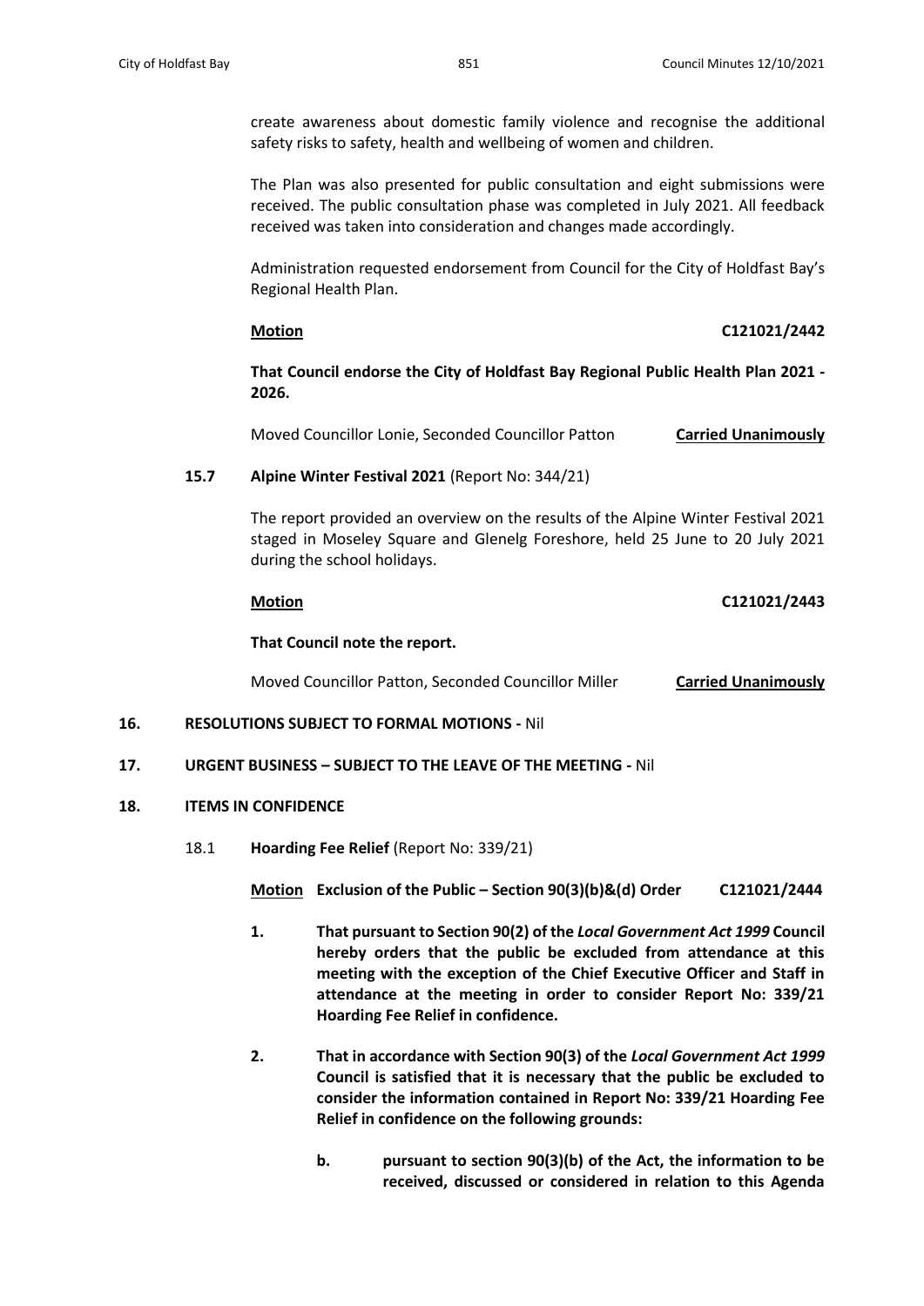create awareness about domestic family violence and recognise the additional safety risks to safety, health and wellbeing of women and children.

The Plan was also presented for public consultation and eight submissions were received. The public consultation phase was completed in July 2021. All feedback received was taken into consideration and changes made accordingly.

Administration requested endorsement from Council for the City of Holdfast Bay's Regional Health Plan.

**Motion** **C121021/2442**

**That Council endorse the City of Holdfast Bay Regional Public Health Plan 2021 - 2026.**

Moved Councillor Lonie, Seconded Councillor Patton **Carried Unanimously**

**15.7 Alpine Winter Festival 2021** (Report No: 344/21)

The report provided an overview on the results of the Alpine Winter Festival 2021 staged in Moseley Square and Glenelg Foreshore, held 25 June to 20 July 2021 during the school holidays.

**Motion** **C121021/2443**

**That Council note the report.**

Moved Councillor Patton, Seconded Councillor Miller **Carried Unanimously**

**16. RESOLUTIONS SUBJECT TO FORMAL MOTIONS -** Nil

**17. URGENT BUSINESS – SUBJECT TO THE LEAVE OF THE MEETING -** Nil

**18. ITEMS IN CONFIDENCE**

18.1 **Hoarding Fee Relief** (Report No: 339/21)

**Motion Exclusion of the Public – Section 90(3)(b)&(d) Order C121021/2444**

1. **That pursuant to Section 90(2) of the *Local Government Act 1999* Council hereby orders that the public be excluded from attendance at this meeting with the exception of the Chief Executive Officer and Staff in attendance at the meeting in order to consider Report No: 339/21 Hoarding Fee Relief in confidence.**

2. **That in accordance with Section 90(3) of the *Local Government Act 1999* Council is satisfied that it is necessary that the public be excluded to consider the information contained in Report No: 339/21 Hoarding Fee Relief in confidence on the following grounds:**

   b. **pursuant to section 90(3)(b) of the Act, the information to be received, discussed or considered in relation to this Agenda**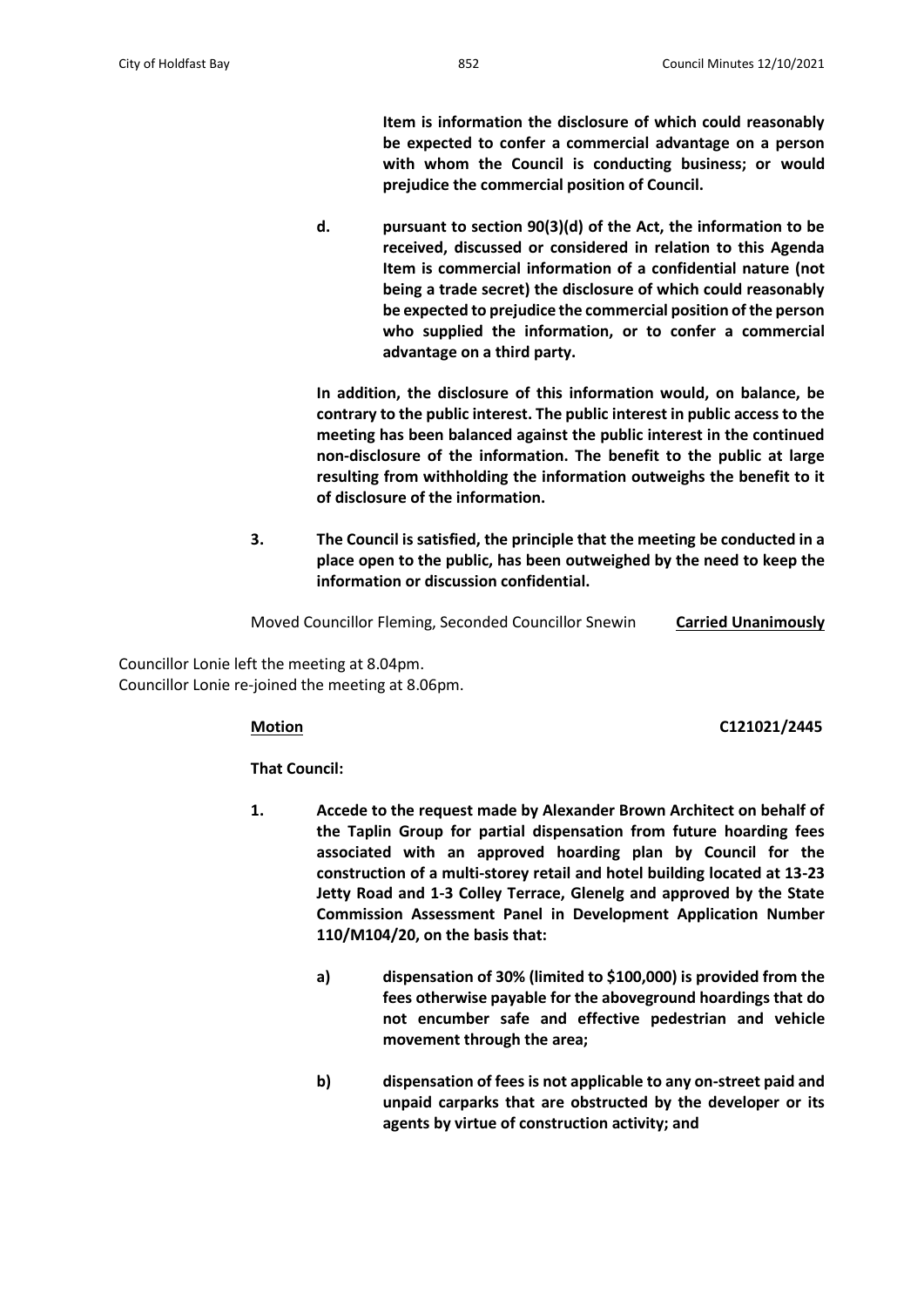**Item is information the disclosure of which could reasonably be expected to confer a commercial advantage on a person with whom the Council is conducting business; or would prejudice the commercial position of Council.**

**d. pursuant to section 90(3)(d) of the Act, the information to be received, discussed or considered in relation to this Agenda Item is commercial information of a confidential nature (not being a trade secret) the disclosure of which could reasonably be expected to prejudice the commercial position of the person who supplied the information, or to confer a commercial advantage on a third party.**

**In addition, the disclosure of this information would, on balance, be contrary to the public interest. The public interest in public access to the meeting has been balanced against the public interest in the continued non-disclosure of the information. The benefit to the public at large resulting from withholding the information outweighs the benefit to it of disclosure of the information.**

**3. The Council is satisfied, the principle that the meeting be conducted in a place open to the public, has been outweighed by the need to keep the information or discussion confidential.**

Moved Councillor Fleming, Seconded Councillor Snewin **Carried Unanimously**

Councillor Lonie left the meeting at 8.04pm.
Councillor Lonie re-joined the meeting at 8.06pm.

**Motion** **C121021/2445**

**That Council:**

**1. Accede to the request made by Alexander Brown Architect on behalf of the Taplin Group for partial dispensation from future hoarding fees associated with an approved hoarding plan by Council for the construction of a multi-storey retail and hotel building located at 13-23 Jetty Road and 1-3 Colley Terrace, Glenelg and approved by the State Commission Assessment Panel in Development Application Number 110/M104/20, on the basis that:**

**a) dispensation of 30% (limited to $100,000) is provided from the fees otherwise payable for the aboveground hoardings that do not encumber safe and effective pedestrian and vehicle movement through the area;**

**b) dispensation of fees is not applicable to any on-street paid and unpaid carparks that are obstructed by the developer or its agents by virtue of construction activity; and**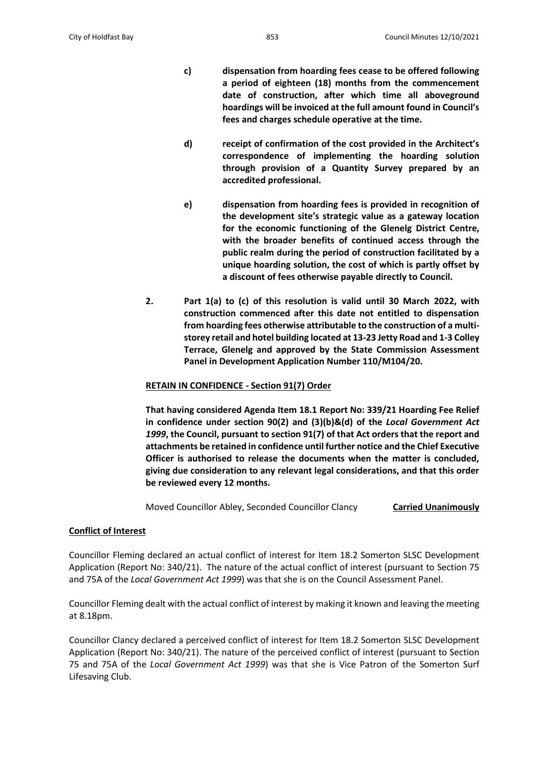**c) dispensation from hoarding fees cease to be offered following a period of eighteen (18) months from the commencement date of construction, after which time all aboveground hoardings will be invoiced at the full amount found in Council's fees and charges schedule operative at the time.**

**d) receipt of confirmation of the cost provided in the Architect's correspondence of implementing the hoarding solution through provision of a Quantity Survey prepared by an accredited professional.**

**e) dispensation from hoarding fees is provided in recognition of the development site's strategic value as a gateway location for the economic functioning of the Glenelg District Centre, with the broader benefits of continued access through the public realm during the period of construction facilitated by a unique hoarding solution, the cost of which is partly offset by a discount of fees otherwise payable directly to Council.**

**2. Part 1(a) to (c) of this resolution is valid until 30 March 2022, with construction commenced after this date not entitled to dispensation from hoarding fees otherwise attributable to the construction of a multi-storey retail and hotel building located at 13-23 Jetty Road and 1-3 Colley Terrace, Glenelg and approved by the State Commission Assessment Panel in Development Application Number 110/M104/20.**

**RETAIN IN CONFIDENCE - Section 91(7) Order**

**That having considered Agenda Item 18.1 Report No: 339/21 Hoarding Fee Relief in confidence under section 90(2) and (3)(b)&(d) of the *Local Government Act 1999*, the Council, pursuant to section 91(7) of that Act orders that the report and attachments be retained in confidence until further notice and the Chief Executive Officer is authorised to release the documents when the matter is concluded, giving due consideration to any relevant legal considerations, and that this order be reviewed every 12 months.**

Moved Councillor Abley, Seconded Councillor Clancy **Carried Unanimously**

**Conflict of Interest**

Councillor Fleming declared an actual conflict of interest for Item 18.2 Somerton SLSC Development Application (Report No: 340/21). The nature of the actual conflict of interest (pursuant to Section 75 and 75A of the *Local Government Act 1999*) was that she is on the Council Assessment Panel.

Councillor Fleming dealt with the actual conflict of interest by making it known and leaving the meeting at 8.18pm.

Councillor Clancy declared a perceived conflict of interest for Item 18.2 Somerton SLSC Development Application (Report No: 340/21). The nature of the perceived conflict of interest (pursuant to Section 75 and 75A of the *Local Government Act 1999*) was that she is Vice Patron of the Somerton Surf Lifesaving Club.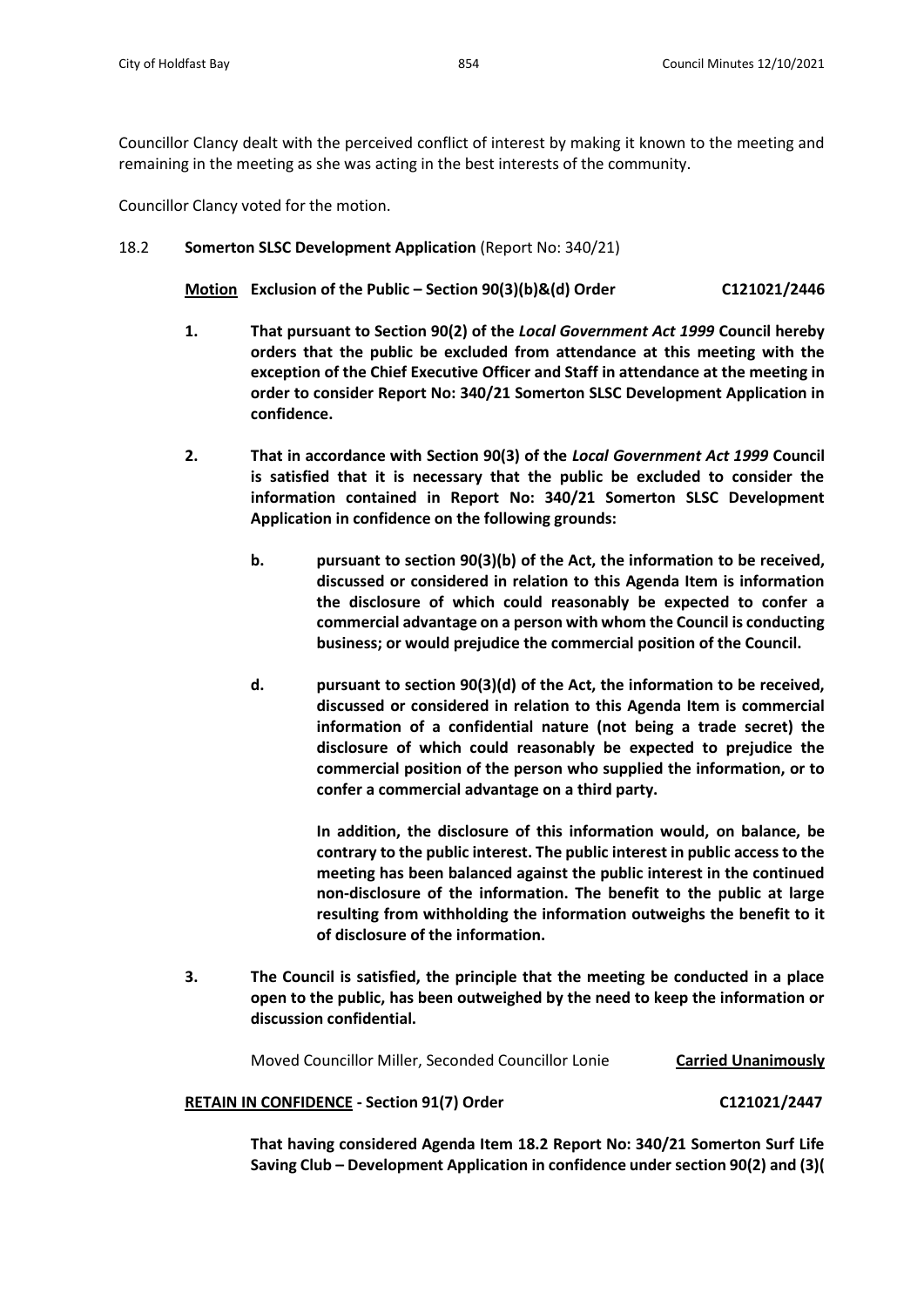Councillor Clancy dealt with the perceived conflict of interest by making it known to the meeting and remaining in the meeting as she was acting in the best interests of the community.

Councillor Clancy voted for the motion.

18.2 **Somerton SLSC Development Application** (Report No: 340/21)

**Motion Exclusion of the Public – Section 90(3)(b)&(d) Order C121021/2446**

1. **That pursuant to Section 90(2) of the *Local Government Act 1999* Council hereby orders that the public be excluded from attendance at this meeting with the exception of the Chief Executive Officer and Staff in attendance at the meeting in order to consider Report No: 340/21 Somerton SLSC Development Application in confidence.**

2. **That in accordance with Section 90(3) of the *Local Government Act 1999* Council is satisfied that it is necessary that the public be excluded to consider the information contained in Report No: 340/21 Somerton SLSC Development Application in confidence on the following grounds:**

   b. **pursuant to section 90(3)(b) of the Act, the information to be received, discussed or considered in relation to this Agenda Item is information the disclosure of which could reasonably be expected to confer a commercial advantage on a person with whom the Council is conducting business; or would prejudice the commercial position of the Council.**

   d. **pursuant to section 90(3)(d) of the Act, the information to be received, discussed or considered in relation to this Agenda Item is commercial information of a confidential nature (not being a trade secret) the disclosure of which could reasonably be expected to prejudice the commercial position of the person who supplied the information, or to confer a commercial advantage on a third party.**

   **In addition, the disclosure of this information would, on balance, be contrary to the public interest. The public interest in public access to the meeting has been balanced against the public interest in the continued non-disclosure of the information. The benefit to the public at large resulting from withholding the information outweighs the benefit to it of disclosure of the information.**

3. **The Council is satisfied, the principle that the meeting be conducted in a place open to the public, has been outweighed by the need to keep the information or discussion confidential.**

Moved Councillor Miller, Seconded Councillor Lonie **Carried Unanimously**

**RETAIN IN CONFIDENCE - Section 91(7) Order C121021/2447**

**That having considered Agenda Item 18.2 Report No: 340/21 Somerton Surf Life Saving Club – Development Application in confidence under section 90(2) and (3)(**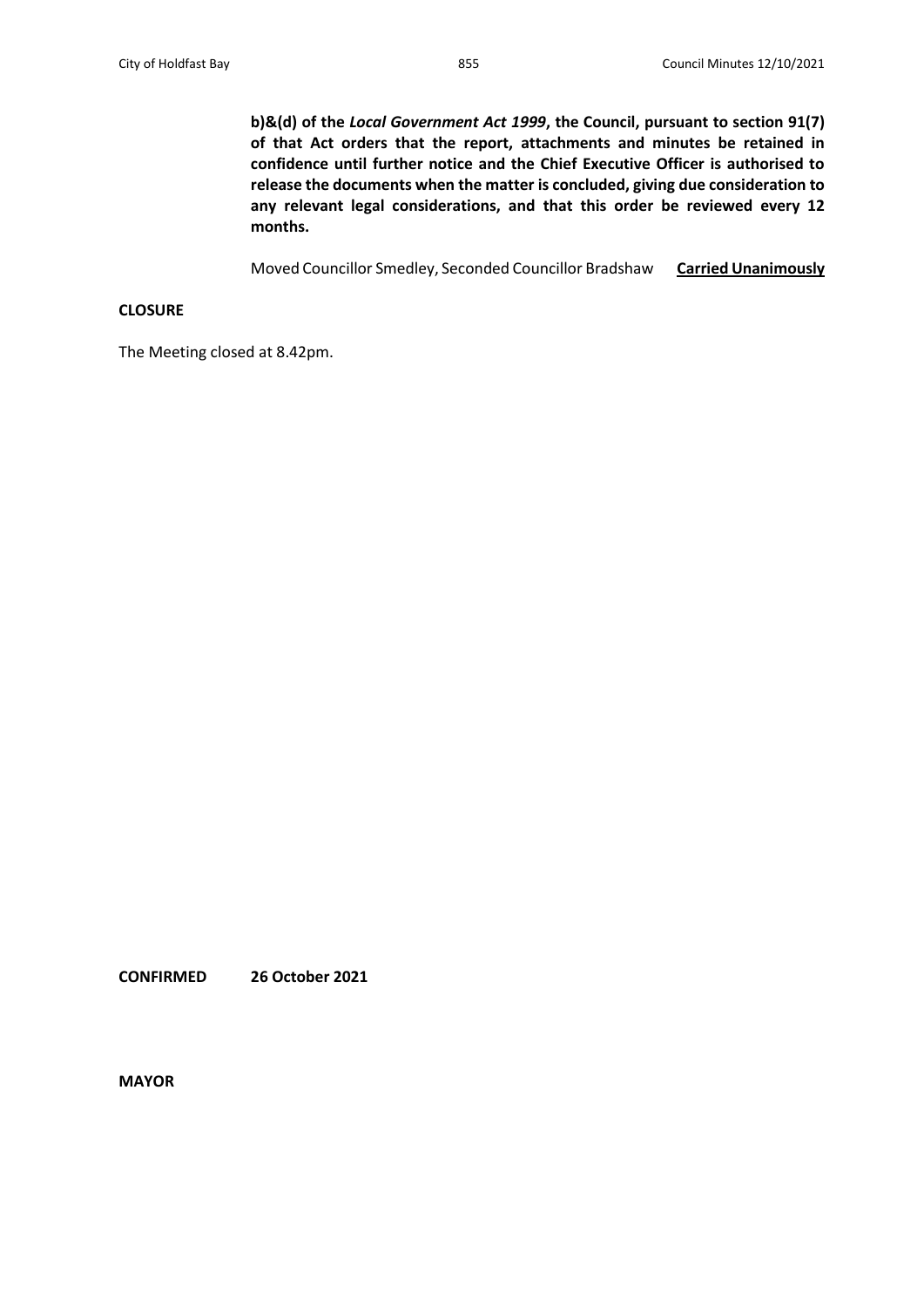**b)&(d) of the *Local Government Act 1999*, the Council, pursuant to section 91(7) of that Act orders that the report, attachments and minutes be retained in confidence until further notice and the Chief Executive Officer is authorised to release the documents when the matter is concluded, giving due consideration to any relevant legal considerations, and that this order be reviewed every 12 months.**

Moved Councillor Smedley, Seconded Councillor Bradshaw **Carried Unanimously**

**CLOSURE**

The Meeting closed at 8.42pm.

**CONFIRMED 26 October 2021**

**MAYOR**